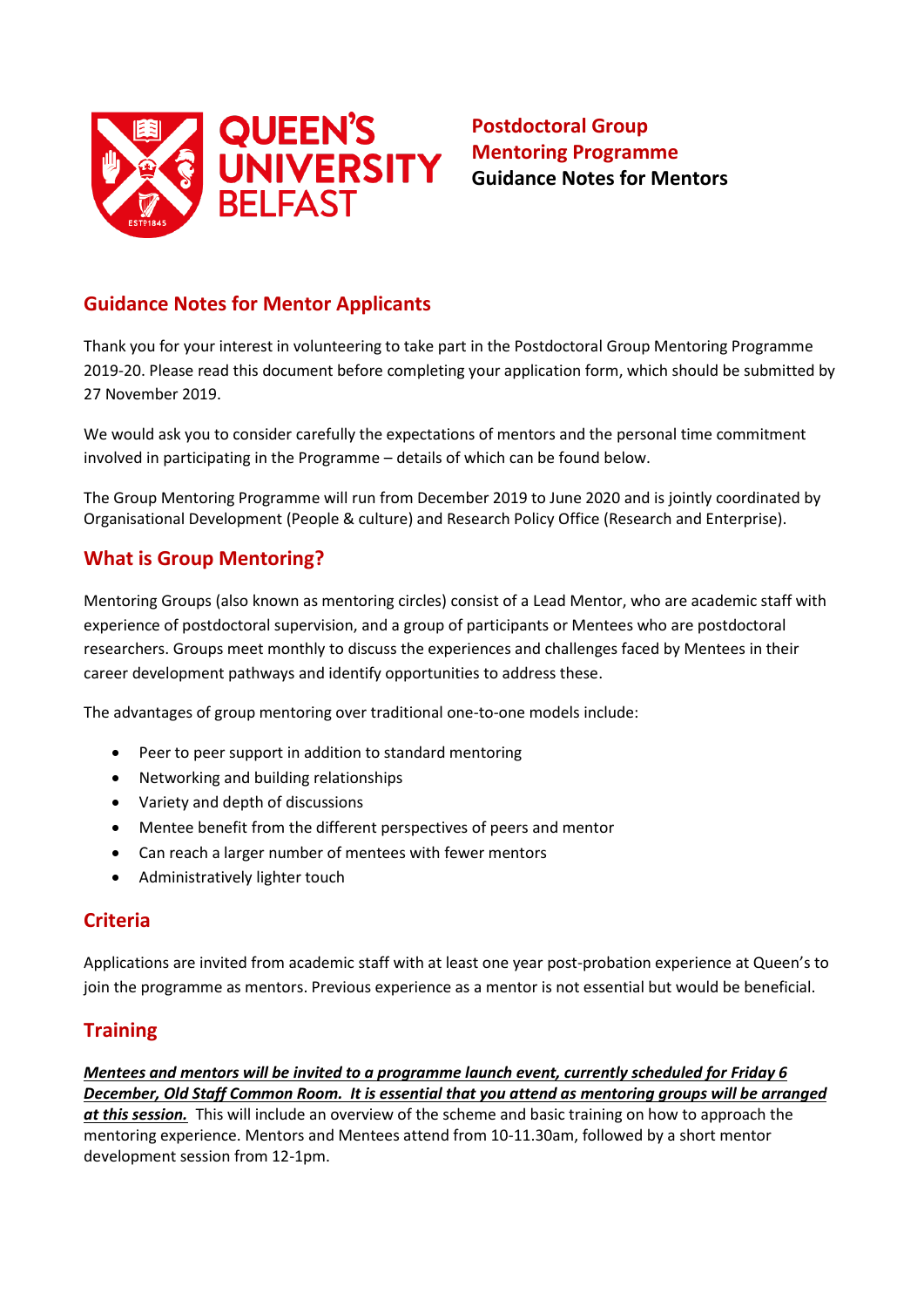**Postdoctoral Group Mentoring Programme**
**Guidance Notes for Mentors**

## Guidance Notes for Mentor Applicants

Thank you for your interest in volunteering to take part in the Postdoctoral Group Mentoring Programme 2019-20. Please read this document before completing your application form, which should be submitted by 27 November 2019.

We would ask you to consider carefully the expectations of mentors and the personal time commitment involved in participating in the Programme – details of which can be found below.

The Group Mentoring Programme will run from December 2019 to June 2020 and is jointly coordinated by Organisational Development (People & culture) and Research Policy Office (Research and Enterprise).

## What is Group Mentoring?

Mentoring Groups (also known as mentoring circles) consist of a Lead Mentor, who are academic staff with experience of postdoctoral supervision, and a group of participants or Mentees who are postdoctoral researchers. Groups meet monthly to discuss the experiences and challenges faced by Mentees in their career development pathways and identify opportunities to address these.

The advantages of group mentoring over traditional one-to-one models include:

- Peer to peer support in addition to standard mentoring
- Networking and building relationships
- Variety and depth of discussions
- Mentee benefit from the different perspectives of peers and mentor
- Can reach a larger number of mentees with fewer mentors
- Administratively lighter touch

## Criteria

Applications are invited from academic staff with at least one year post-probation experience at Queen's to join the programme as mentors. Previous experience as a mentor is not essential but would be beneficial.

## Training

***Mentees and mentors will be invited to a programme launch event, currently scheduled for Friday 6 December, Old Staff Common Room. It is essential that you attend as mentoring groups will be arranged at this session.*** This will include an overview of the scheme and basic training on how to approach the mentoring experience. Mentors and Mentees attend from 10-11.30am, followed by a short mentor development session from 12-1pm.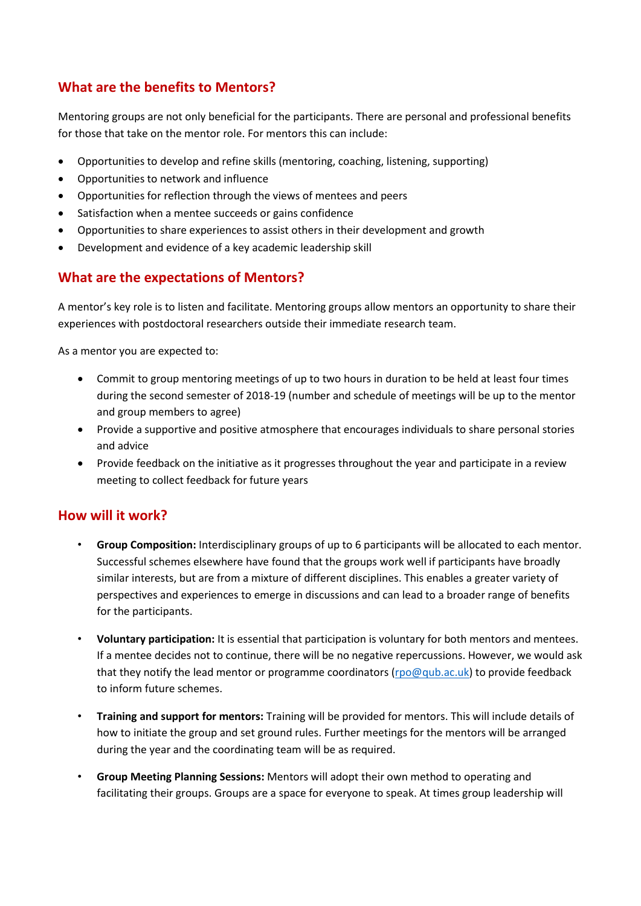## What are the benefits to Mentors?

Mentoring groups are not only beneficial for the participants. There are personal and professional benefits for those that take on the mentor role. For mentors this can include:

- Opportunities to develop and refine skills (mentoring, coaching, listening, supporting)
- Opportunities to network and influence
- Opportunities for reflection through the views of mentees and peers
- Satisfaction when a mentee succeeds or gains confidence
- Opportunities to share experiences to assist others in their development and growth
- Development and evidence of a key academic leadership skill

## What are the expectations of Mentors?

A mentor's key role is to listen and facilitate. Mentoring groups allow mentors an opportunity to share their experiences with postdoctoral researchers outside their immediate research team.

As a mentor you are expected to:

- Commit to group mentoring meetings of up to two hours in duration to be held at least four times during the second semester of 2018-19 (number and schedule of meetings will be up to the mentor and group members to agree)
- Provide a supportive and positive atmosphere that encourages individuals to share personal stories and advice
- Provide feedback on the initiative as it progresses throughout the year and participate in a review meeting to collect feedback for future years

## How will it work?

- **Group Composition:** Interdisciplinary groups of up to 6 participants will be allocated to each mentor. Successful schemes elsewhere have found that the groups work well if participants have broadly similar interests, but are from a mixture of different disciplines. This enables a greater variety of perspectives and experiences to emerge in discussions and can lead to a broader range of benefits for the participants.

- **Voluntary participation:** It is essential that participation is voluntary for both mentors and mentees. If a mentee decides not to continue, there will be no negative repercussions. However, we would ask that they notify the lead mentor or programme coordinators (rpo@qub.ac.uk) to provide feedback to inform future schemes.

- **Training and support for mentors:** Training will be provided for mentors. This will include details of how to initiate the group and set ground rules. Further meetings for the mentors will be arranged during the year and the coordinating team will be as required.

- **Group Meeting Planning Sessions:** Mentors will adopt their own method to operating and facilitating their groups. Groups are a space for everyone to speak. At times group leadership will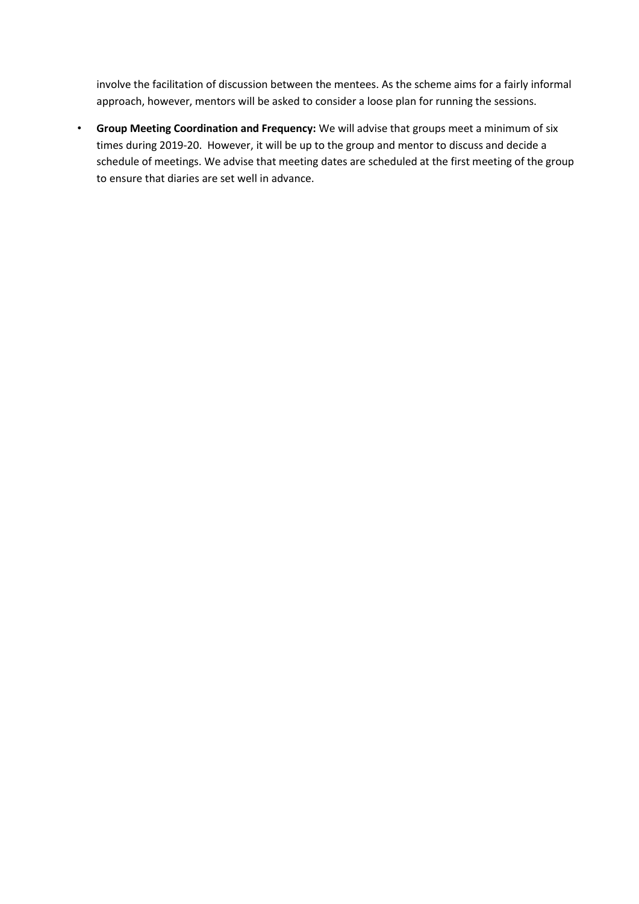involve the facilitation of discussion between the mentees. As the scheme aims for a fairly informal approach, however, mentors will be asked to consider a loose plan for running the sessions.

- **Group Meeting Coordination and Frequency:** We will advise that groups meet a minimum of six times during 2019-20. However, it will be up to the group and mentor to discuss and decide a schedule of meetings. We advise that meeting dates are scheduled at the first meeting of the group to ensure that diaries are set well in advance.